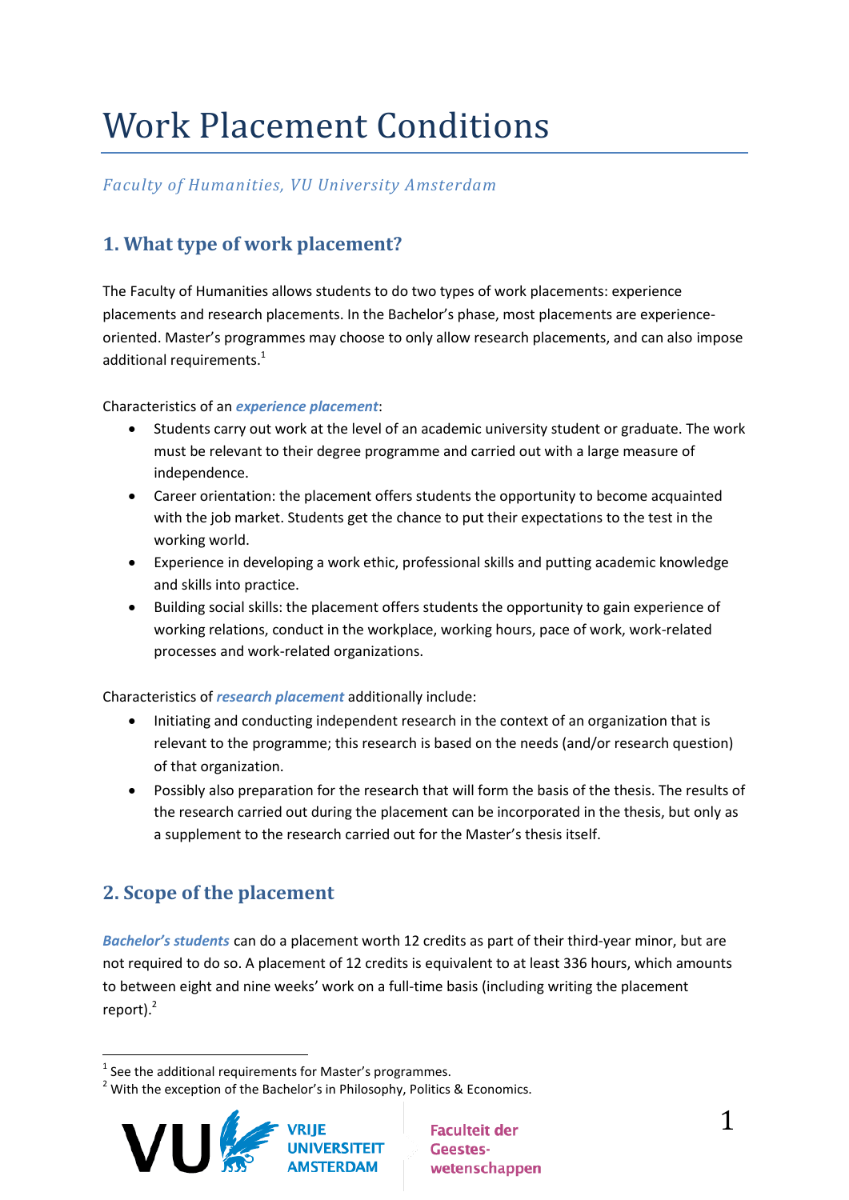# Work Placement Conditions

*Faculty of Humanities, VU University Amsterdam*

## 1. What type of work placement?

The Faculty of Humanities allows students to do two types of work placements: experience placements and research placements. In the Bachelor's phase, most placements are experience-oriented. Master's programmes may choose to only allow research placements, and can also impose additional requirements.[1]

Characteristics of an ***experience placement***:

- Students carry out work at the level of an academic university student or graduate. The work must be relevant to their degree programme and carried out with a large measure of independence.
- Career orientation: the placement offers students the opportunity to become acquainted with the job market. Students get the chance to put their expectations to the test in the working world.
- Experience in developing a work ethic, professional skills and putting academic knowledge and skills into practice.
- Building social skills: the placement offers students the opportunity to gain experience of working relations, conduct in the workplace, working hours, pace of work, work-related processes and work-related organizations.

Characteristics of ***research placement*** additionally include:

- Initiating and conducting independent research in the context of an organization that is relevant to the programme; this research is based on the needs (and/or research question) of that organization.
- Possibly also preparation for the research that will form the basis of the thesis. The results of the research carried out during the placement can be incorporated in the thesis, but only as a supplement to the research carried out for the Master's thesis itself.

## 2. Scope of the placement

***Bachelor's students*** can do a placement worth 12 credits as part of their third-year minor, but are not required to do so. A placement of 12 credits is equivalent to at least 336 hours, which amounts to between eight and nine weeks' work on a full-time basis (including writing the placement report).[2]

---

[1] See the additional requirements for Master's programmes.

[2] With the exception of the Bachelor's in Philosophy, Politics & Economics.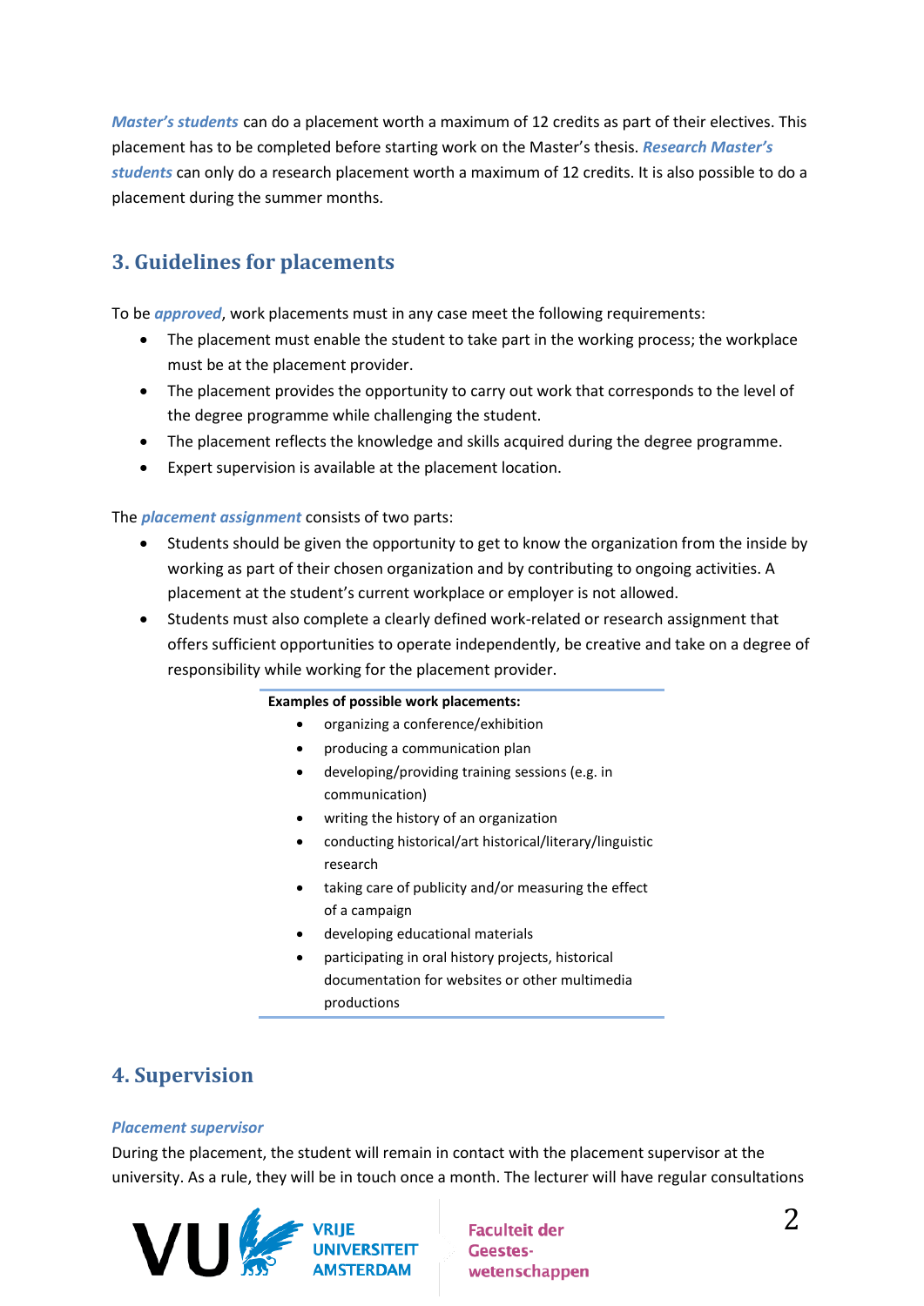***Master's students*** can do a placement worth a maximum of 12 credits as part of their electives. This placement has to be completed before starting work on the Master's thesis. ***Research Master's students*** can only do a research placement worth a maximum of 12 credits. It is also possible to do a placement during the summer months.

## 3. Guidelines for placements

To be ***approved***, work placements must in any case meet the following requirements:

- The placement must enable the student to take part in the working process; the workplace must be at the placement provider.
- The placement provides the opportunity to carry out work that corresponds to the level of the degree programme while challenging the student.
- The placement reflects the knowledge and skills acquired during the degree programme.
- Expert supervision is available at the placement location.

The ***placement assignment*** consists of two parts:

- Students should be given the opportunity to get to know the organization from the inside by working as part of their chosen organization and by contributing to ongoing activities. A placement at the student's current workplace or employer is not allowed.
- Students must also complete a clearly defined work-related or research assignment that offers sufficient opportunities to operate independently, be creative and take on a degree of responsibility while working for the placement provider.

**Examples of possible work placements:**

- organizing a conference/exhibition
- producing a communication plan
- developing/providing training sessions (e.g. in communication)
- writing the history of an organization
- conducting historical/art historical/literary/linguistic research
- taking care of publicity and/or measuring the effect of a campaign
- developing educational materials
- participating in oral history projects, historical documentation for websites or other multimedia productions

## 4. Supervision

### *Placement supervisor*

During the placement, the student will remain in contact with the placement supervisor at the university. As a rule, they will be in touch once a month. The lecturer will have regular consultations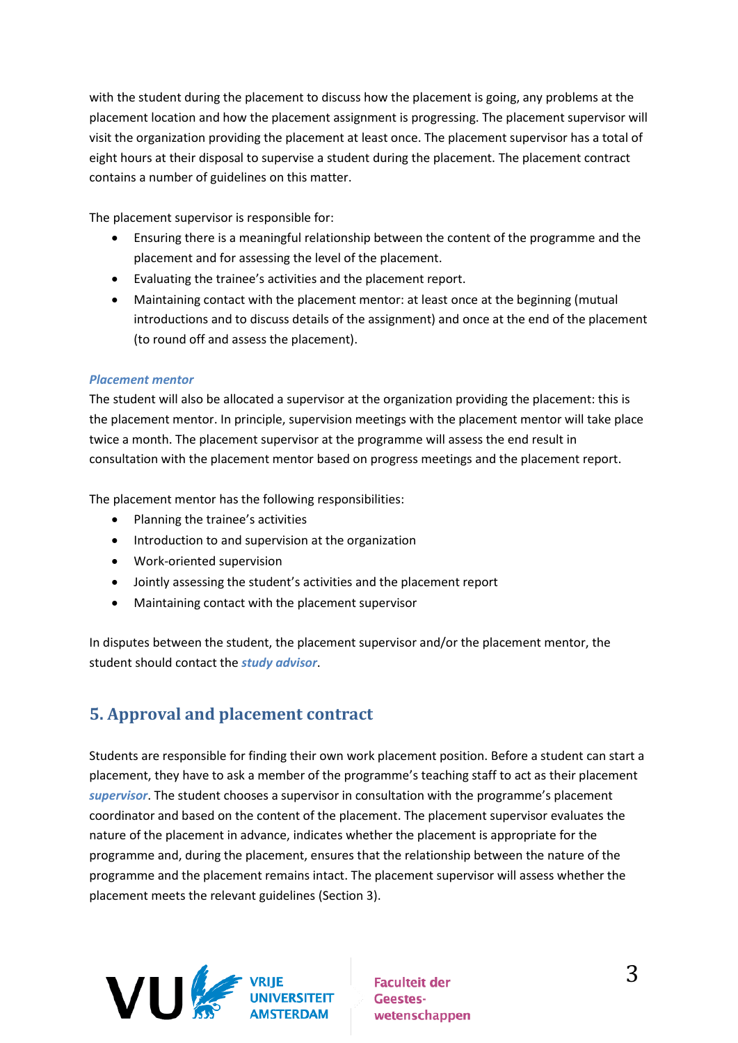with the student during the placement to discuss how the placement is going, any problems at the placement location and how the placement assignment is progressing. The placement supervisor will visit the organization providing the placement at least once. The placement supervisor has a total of eight hours at their disposal to supervise a student during the placement. The placement contract contains a number of guidelines on this matter.

The placement supervisor is responsible for:

- Ensuring there is a meaningful relationship between the content of the programme and the placement and for assessing the level of the placement.
- Evaluating the trainee's activities and the placement report.
- Maintaining contact with the placement mentor: at least once at the beginning (mutual introductions and to discuss details of the assignment) and once at the end of the placement (to round off and assess the placement).

### *Placement mentor*

The student will also be allocated a supervisor at the organization providing the placement: this is the placement mentor. In principle, supervision meetings with the placement mentor will take place twice a month. The placement supervisor at the programme will assess the end result in consultation with the placement mentor based on progress meetings and the placement report.

The placement mentor has the following responsibilities:

- Planning the trainee's activities
- Introduction to and supervision at the organization
- Work-oriented supervision
- Jointly assessing the student's activities and the placement report
- Maintaining contact with the placement supervisor

In disputes between the student, the placement supervisor and/or the placement mentor, the student should contact the ***study advisor***.

## 5. Approval and placement contract

Students are responsible for finding their own work placement position. Before a student can start a placement, they have to ask a member of the programme's teaching staff to act as their placement ***supervisor***. The student chooses a supervisor in consultation with the programme's placement coordinator and based on the content of the placement. The placement supervisor evaluates the nature of the placement in advance, indicates whether the placement is appropriate for the programme and, during the placement, ensures that the relationship between the nature of the programme and the placement remains intact. The placement supervisor will assess whether the placement meets the relevant guidelines (Section 3).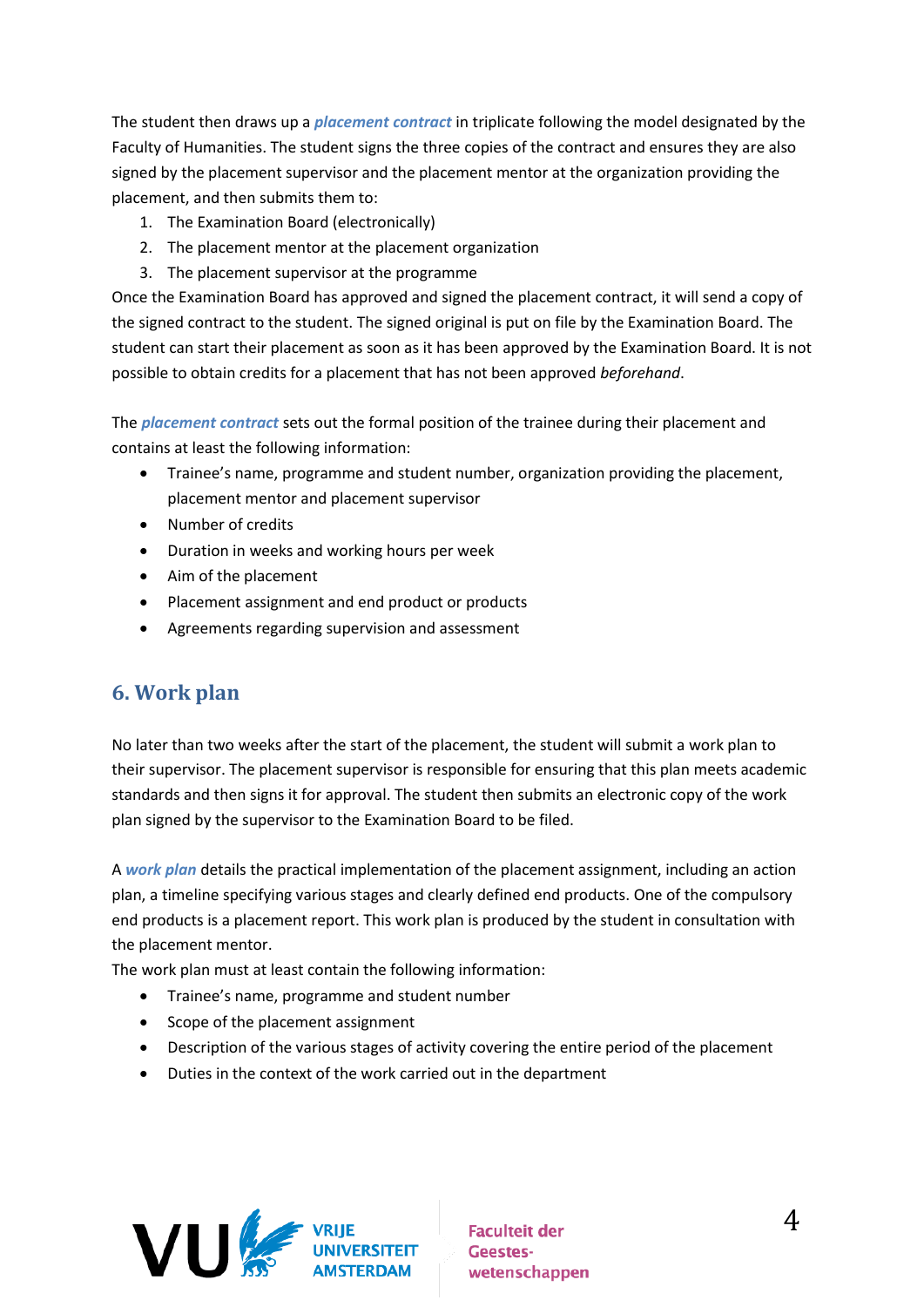The student then draws up a ***placement contract*** in triplicate following the model designated by the Faculty of Humanities. The student signs the three copies of the contract and ensures they are also signed by the placement supervisor and the placement mentor at the organization providing the placement, and then submits them to:

1. The Examination Board (electronically)
2. The placement mentor at the placement organization
3. The placement supervisor at the programme

Once the Examination Board has approved and signed the placement contract, it will send a copy of the signed contract to the student. The signed original is put on file by the Examination Board. The student can start their placement as soon as it has been approved by the Examination Board. It is not possible to obtain credits for a placement that has not been approved *beforehand*.

The ***placement contract*** sets out the formal position of the trainee during their placement and contains at least the following information:

- Trainee's name, programme and student number, organization providing the placement, placement mentor and placement supervisor
- Number of credits
- Duration in weeks and working hours per week
- Aim of the placement
- Placement assignment and end product or products
- Agreements regarding supervision and assessment

## 6. Work plan

No later than two weeks after the start of the placement, the student will submit a work plan to their supervisor. The placement supervisor is responsible for ensuring that this plan meets academic standards and then signs it for approval. The student then submits an electronic copy of the work plan signed by the supervisor to the Examination Board to be filed.

A ***work plan*** details the practical implementation of the placement assignment, including an action plan, a timeline specifying various stages and clearly defined end products. One of the compulsory end products is a placement report. This work plan is produced by the student in consultation with the placement mentor.

The work plan must at least contain the following information:

- Trainee's name, programme and student number
- Scope of the placement assignment
- Description of the various stages of activity covering the entire period of the placement
- Duties in the context of the work carried out in the department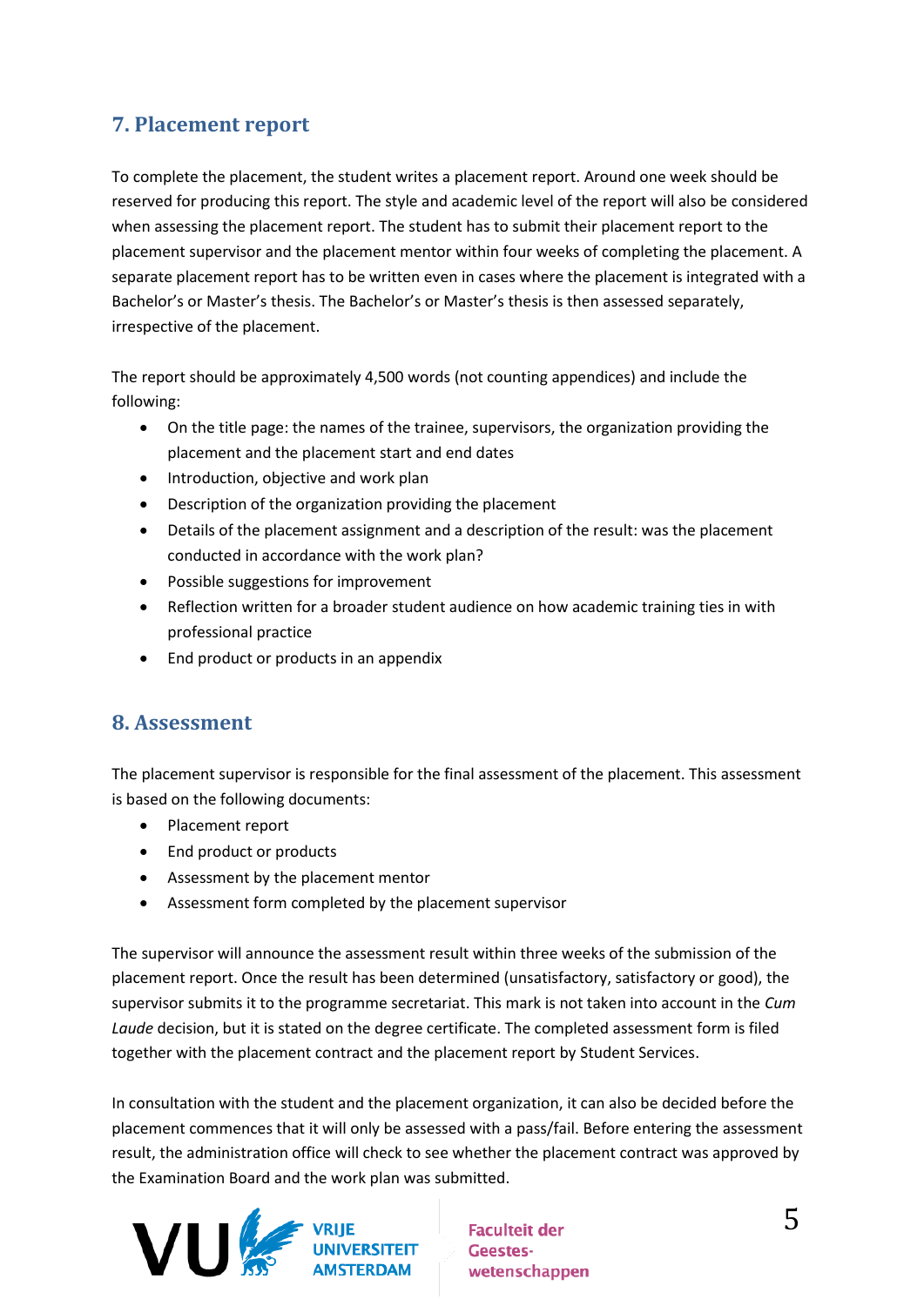## 7. Placement report

To complete the placement, the student writes a placement report. Around one week should be reserved for producing this report. The style and academic level of the report will also be considered when assessing the placement report. The student has to submit their placement report to the placement supervisor and the placement mentor within four weeks of completing the placement. A separate placement report has to be written even in cases where the placement is integrated with a Bachelor's or Master's thesis. The Bachelor's or Master's thesis is then assessed separately, irrespective of the placement.

The report should be approximately 4,500 words (not counting appendices) and include the following:

- On the title page: the names of the trainee, supervisors, the organization providing the placement and the placement start and end dates
- Introduction, objective and work plan
- Description of the organization providing the placement
- Details of the placement assignment and a description of the result: was the placement conducted in accordance with the work plan?
- Possible suggestions for improvement
- Reflection written for a broader student audience on how academic training ties in with professional practice
- End product or products in an appendix

## 8. Assessment

The placement supervisor is responsible for the final assessment of the placement. This assessment is based on the following documents:

- Placement report
- End product or products
- Assessment by the placement mentor
- Assessment form completed by the placement supervisor

The supervisor will announce the assessment result within three weeks of the submission of the placement report. Once the result has been determined (unsatisfactory, satisfactory or good), the supervisor submits it to the programme secretariat. This mark is not taken into account in the *Cum Laude* decision, but it is stated on the degree certificate. The completed assessment form is filed together with the placement contract and the placement report by Student Services.

In consultation with the student and the placement organization, it can also be decided before the placement commences that it will only be assessed with a pass/fail. Before entering the assessment result, the administration office will check to see whether the placement contract was approved by the Examination Board and the work plan was submitted.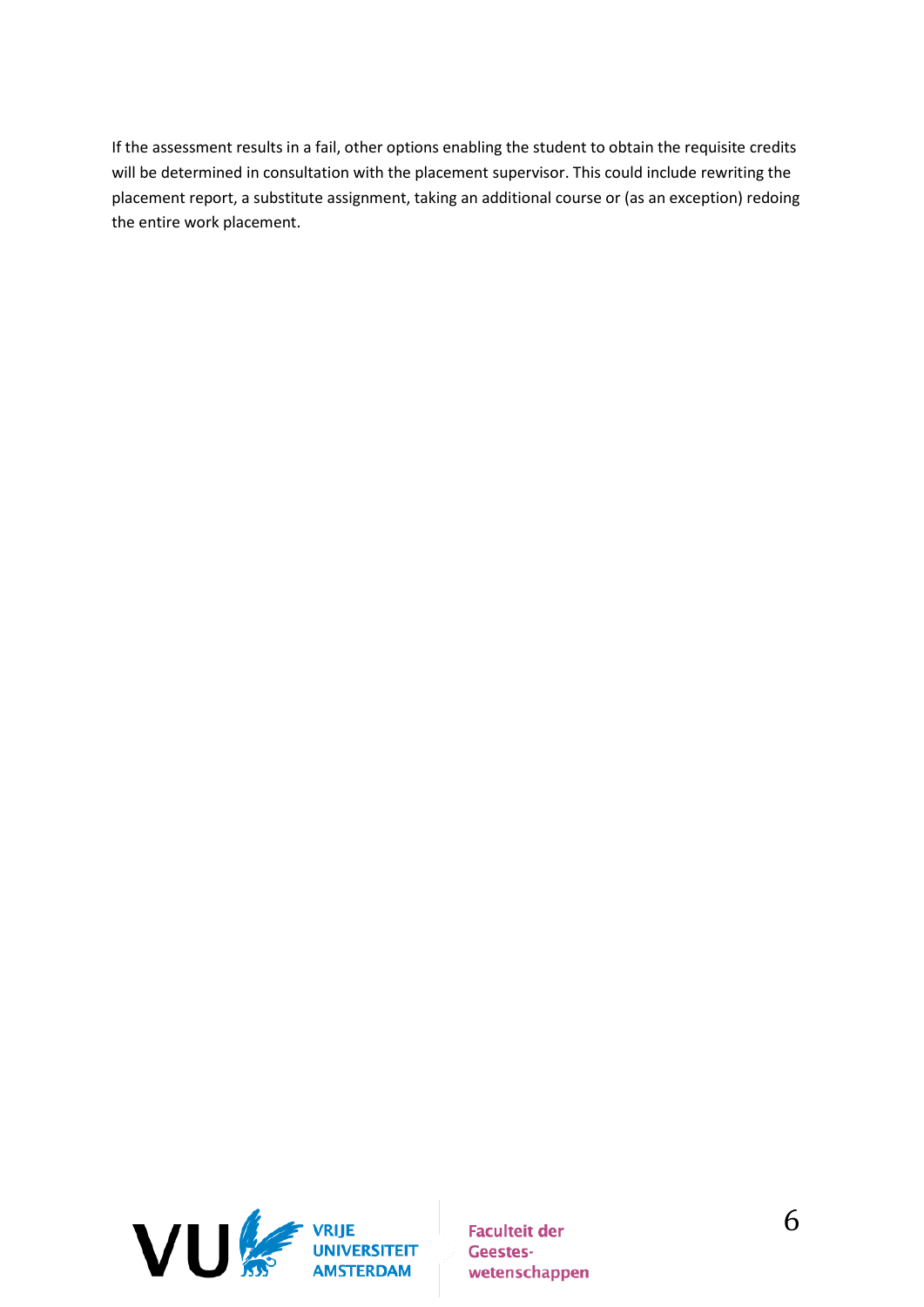If the assessment results in a fail, other options enabling the student to obtain the requisite credits will be determined in consultation with the placement supervisor. This could include rewriting the placement report, a substitute assignment, taking an additional course or (as an exception) redoing the entire work placement.